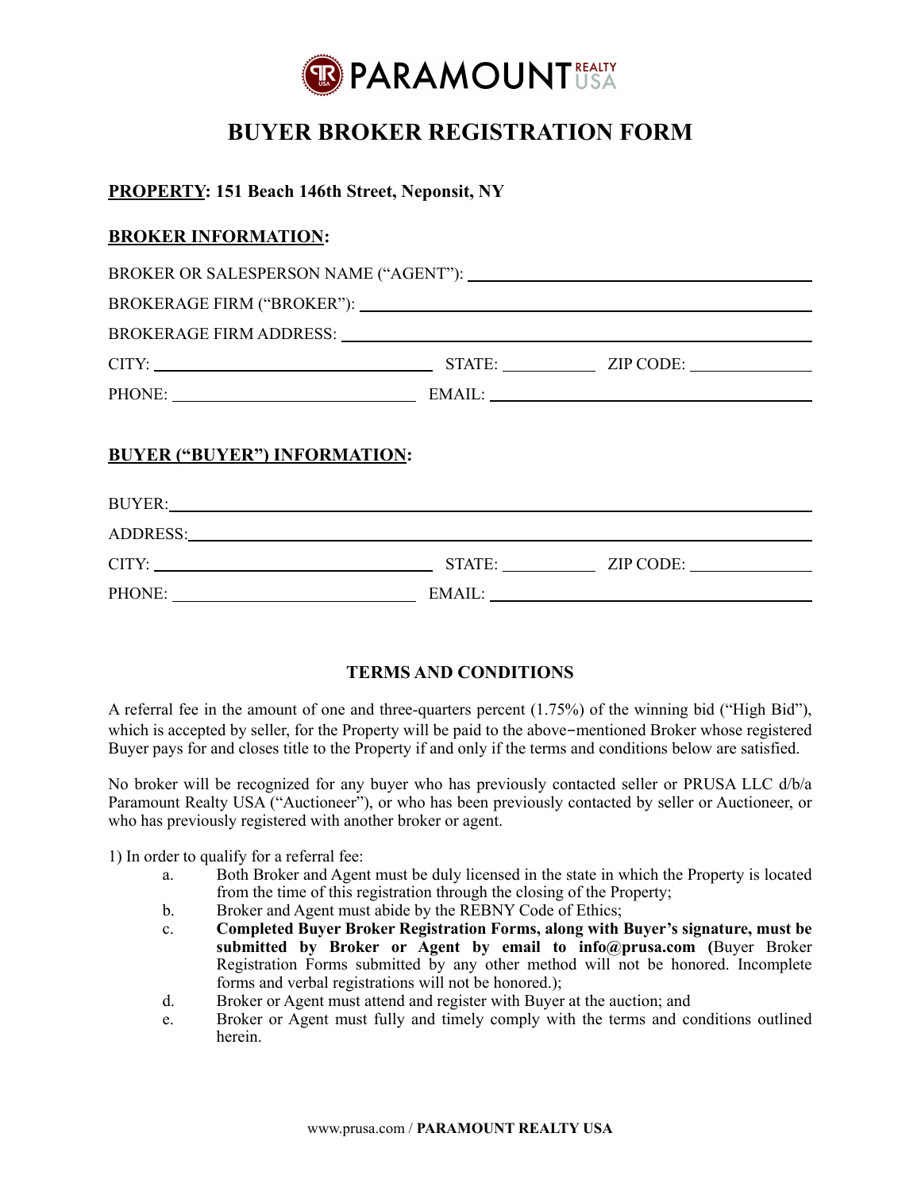PARAMOUNT REALTY USA

# BUYER BROKER REGISTRATION FORM

**PROPERTY: 151 Beach 146th Street, Neponsit, NY**

**BROKER INFORMATION:**

BROKER OR SALESPERSON NAME ("AGENT"): ______________________________

BROKERAGE FIRM ("BROKER"): ______________________________

BROKERAGE FIRM ADDRESS: ______________________________

CITY: ____________________ STATE: __________ ZIP CODE: __________

PHONE: ____________________ EMAIL: ______________________________

**BUYER ("BUYER") INFORMATION:**

BUYER: ______________________________

ADDRESS: ______________________________

CITY: ____________________ STATE: __________ ZIP CODE: __________

PHONE: ____________________ EMAIL: ______________________________

## TERMS AND CONDITIONS

A referral fee in the amount of one and three-quarters percent (1.75%) of the winning bid ("High Bid"), which is accepted by seller, for the Property will be paid to the above-mentioned Broker whose registered Buyer pays for and closes title to the Property if and only if the terms and conditions below are satisfied.

No broker will be recognized for any buyer who has previously contacted seller or PRUSA LLC d/b/a Paramount Realty USA ("Auctioneer"), or who has been previously contacted by seller or Auctioneer, or who has previously registered with another broker or agent.

1) In order to qualify for a referral fee:

a. Both Broker and Agent must be duly licensed in the state in which the Property is located from the time of this registration through the closing of the Property;

b. Broker and Agent must abide by the REBNY Code of Ethics;

c. **Completed Buyer Broker Registration Forms, along with Buyer's signature, must be submitted by Broker or Agent by email to info@prusa.com (**Buyer Broker Registration Forms submitted by any other method will not be honored. Incomplete forms and verbal registrations will not be honored.);

d. Broker or Agent must attend and register with Buyer at the auction; and

e. Broker or Agent must fully and timely comply with the terms and conditions outlined herein.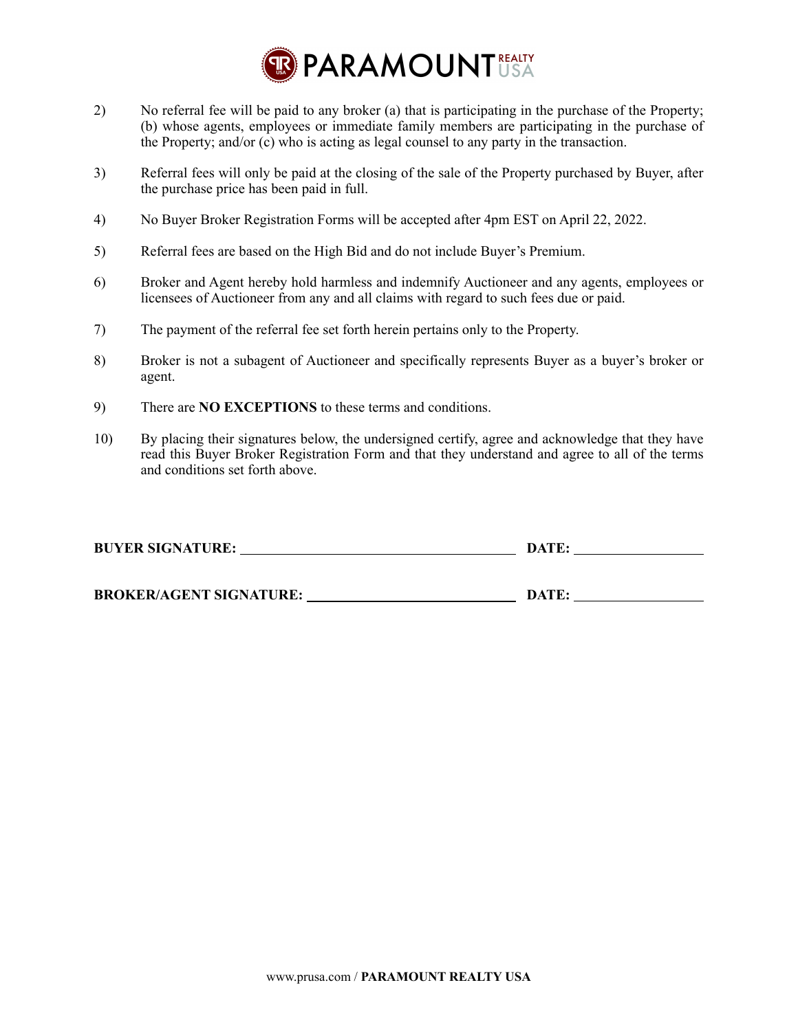2) No referral fee will be paid to any broker (a) that is participating in the purchase of the Property; (b) whose agents, employees or immediate family members are participating in the purchase of the Property; and/or (c) who is acting as legal counsel to any party in the transaction.

3) Referral fees will only be paid at the closing of the sale of the Property purchased by Buyer, after the purchase price has been paid in full.

4) No Buyer Broker Registration Forms will be accepted after 4pm EST on April 22, 2022.

5) Referral fees are based on the High Bid and do not include Buyer's Premium.

6) Broker and Agent hereby hold harmless and indemnify Auctioneer and any agents, employees or licensees of Auctioneer from any and all claims with regard to such fees due or paid.

7) The payment of the referral fee set forth herein pertains only to the Property.

8) Broker is not a subagent of Auctioneer and specifically represents Buyer as a buyer's broker or agent.

9) There are **NO EXCEPTIONS** to these terms and conditions.

10) By placing their signatures below, the undersigned certify, agree and acknowledge that they have read this Buyer Broker Registration Form and that they understand and agree to all of the terms and conditions set forth above.

**BUYER SIGNATURE:** ______________________________ **DATE:** ______________

**BROKER/AGENT SIGNATURE:** ______________________ **DATE:** ______________